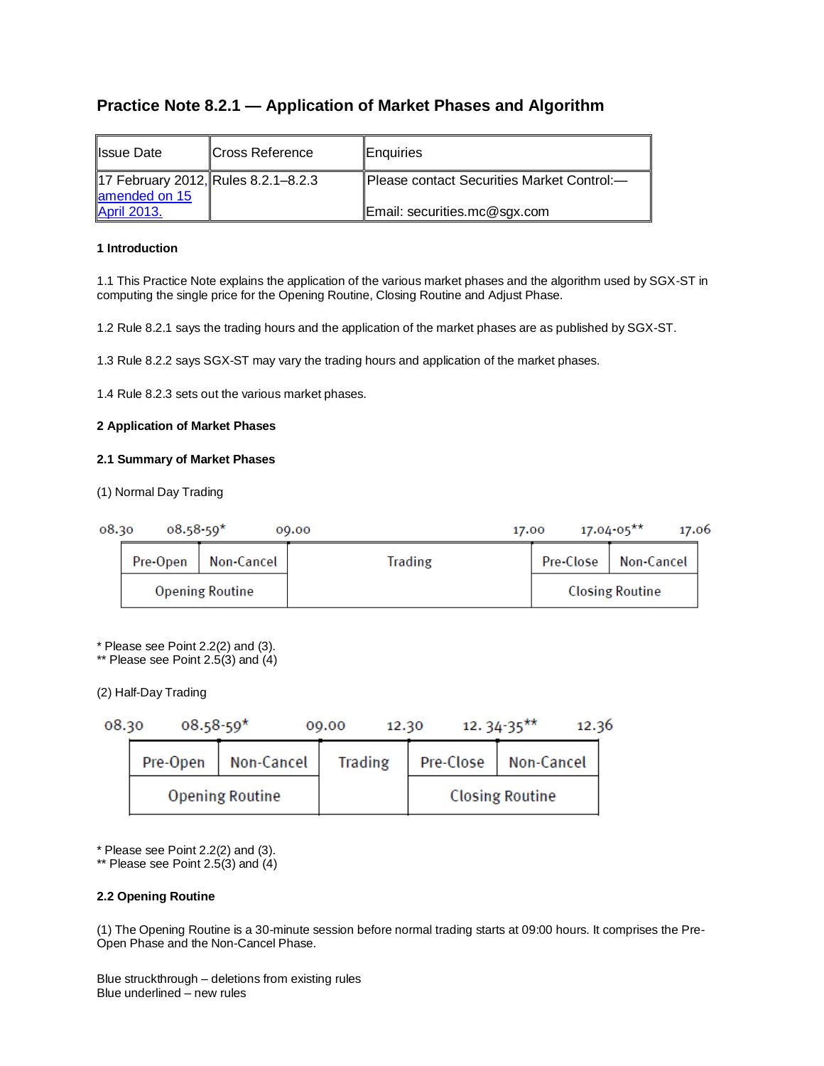# Practice Note 8.2.1 — Application of Market Phases and Algorithm

| Issue Date | Cross Reference | Enquiries |
|---|---|---|
| 17 February 2012, amended on 15 April 2013. | Rules 8.2.1–8.2.3 | Please contact Securities Market Control:— Email: securities.mc@sgx.com |

**1 Introduction**

1.1 This Practice Note explains the application of the various market phases and the algorithm used by SGX-ST in computing the single price for the Opening Routine, Closing Routine and Adjust Phase.

1.2 Rule 8.2.1 says the trading hours and the application of the market phases are as published by SGX-ST.

1.3 Rule 8.2.2 says SGX-ST may vary the trading hours and application of the market phases.

1.4 Rule 8.2.3 sets out the various market phases.

**2 Application of Market Phases**

**2.1 Summary of Market Phases**

(1) Normal Day Trading

| 08.30 | 08.58-59* | 09.00 – 17.00 | 17.04-05** | 17.06 |
|---|---|---|---|---|
| Pre-Open | Non-Cancel | Trading | Pre-Close | Non-Cancel |
| Opening Routine | | | Closing Routine | |

\* Please see Point 2.2(2) and (3).
\*\* Please see Point 2.5(3) and (4)

(2) Half-Day Trading

| 08.30 | 08.58-59* | 09.00 – 12.30 | 12. 34-35** | 12.36 |
|---|---|---|---|---|
| Pre-Open | Non-Cancel | Trading | Pre-Close | Non-Cancel |
| Opening Routine | | | Closing Routine | |

\* Please see Point 2.2(2) and (3).
\*\* Please see Point 2.5(3) and (4)

**2.2 Opening Routine**

(1) The Opening Routine is a 30-minute session before normal trading starts at 09:00 hours. It comprises the Pre-Open Phase and the Non-Cancel Phase.

Blue struckthrough – deletions from existing rules
Blue underlined – new rules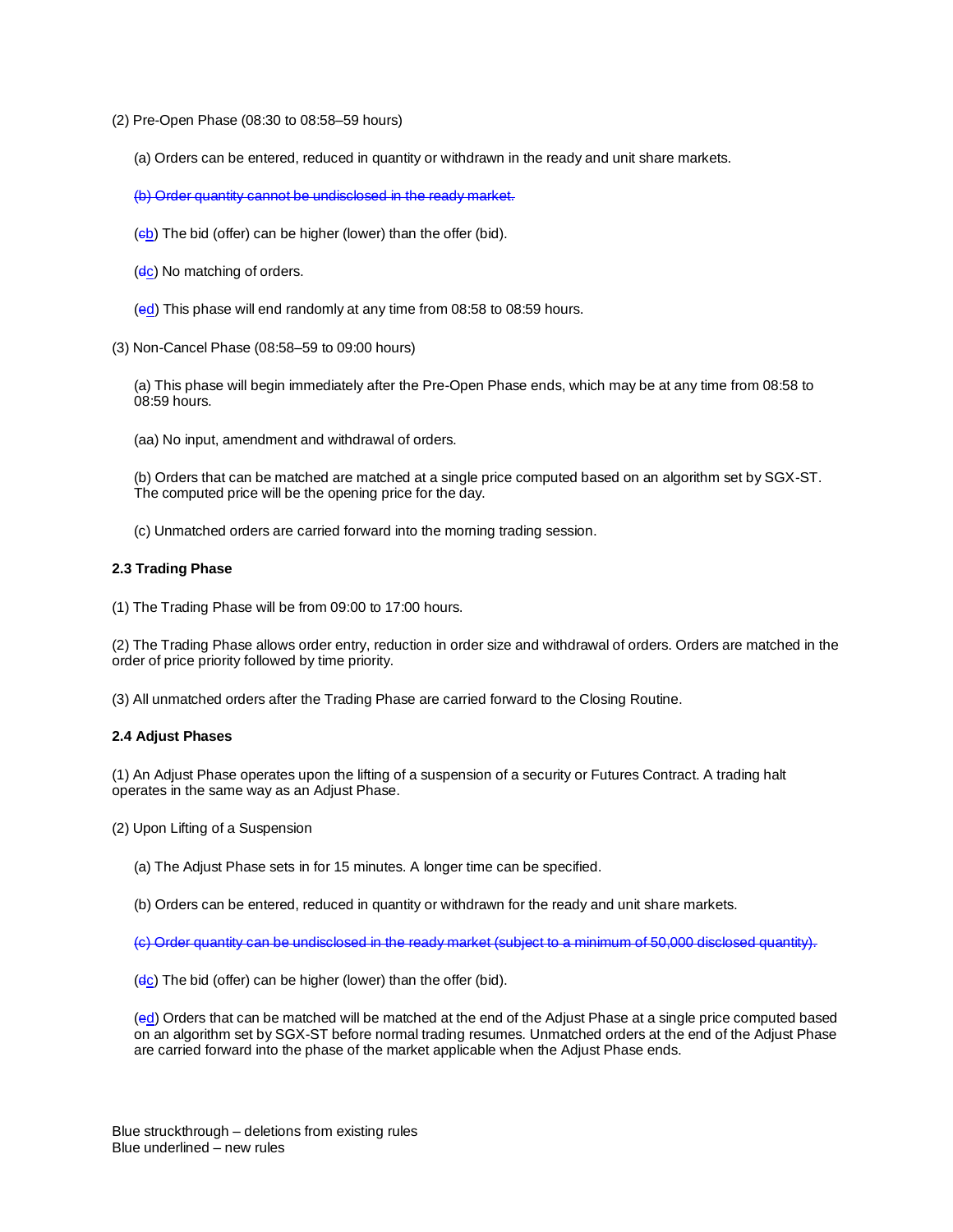(2) Pre-Open Phase (08:30 to 08:58–59 hours)

(a) Orders can be entered, reduced in quantity or withdrawn in the ready and unit share markets.

~~(b) Order quantity cannot be undisclosed in the ready market.~~

(~~c~~<u>b</u>) The bid (offer) can be higher (lower) than the offer (bid).

(~~d~~<u>c</u>) No matching of orders.

(~~e~~<u>d</u>) This phase will end randomly at any time from 08:58 to 08:59 hours.

(3) Non-Cancel Phase (08:58–59 to 09:00 hours)

(a) This phase will begin immediately after the Pre-Open Phase ends, which may be at any time from 08:58 to 08:59 hours.

(aa) No input, amendment and withdrawal of orders.

(b) Orders that can be matched are matched at a single price computed based on an algorithm set by SGX-ST. The computed price will be the opening price for the day.

(c) Unmatched orders are carried forward into the morning trading session.

**2.3 Trading Phase**

(1) The Trading Phase will be from 09:00 to 17:00 hours.

(2) The Trading Phase allows order entry, reduction in order size and withdrawal of orders. Orders are matched in the order of price priority followed by time priority.

(3) All unmatched orders after the Trading Phase are carried forward to the Closing Routine.

**2.4 Adjust Phases**

(1) An Adjust Phase operates upon the lifting of a suspension of a security or Futures Contract. A trading halt operates in the same way as an Adjust Phase.

(2) Upon Lifting of a Suspension

(a) The Adjust Phase sets in for 15 minutes. A longer time can be specified.

(b) Orders can be entered, reduced in quantity or withdrawn for the ready and unit share markets.

~~(c) Order quantity can be undisclosed in the ready market (subject to a minimum of 50,000 disclosed quantity).~~

(~~d~~<u>c</u>) The bid (offer) can be higher (lower) than the offer (bid).

(~~e~~<u>d</u>) Orders that can be matched will be matched at the end of the Adjust Phase at a single price computed based on an algorithm set by SGX-ST before normal trading resumes. Unmatched orders at the end of the Adjust Phase are carried forward into the phase of the market applicable when the Adjust Phase ends.

Blue struckthrough – deletions from existing rules
Blue underlined – new rules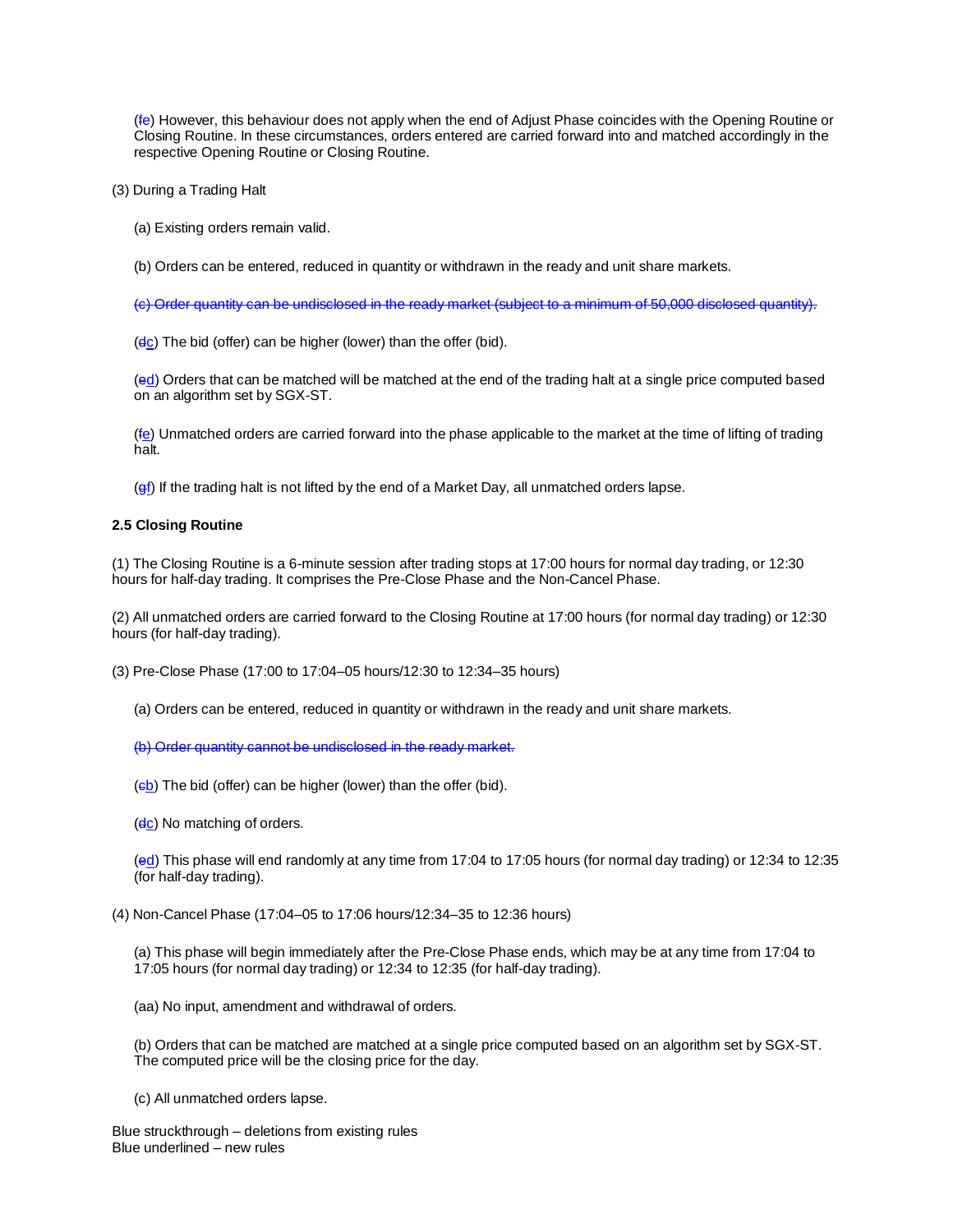(~~f~~e) However, this behaviour does not apply when the end of Adjust Phase coincides with the Opening Routine or Closing Routine. In these circumstances, orders entered are carried forward into and matched accordingly in the respective Opening Routine or Closing Routine.

(3) During a Trading Halt

(a) Existing orders remain valid.

(b) Orders can be entered, reduced in quantity or withdrawn in the ready and unit share markets.

~~(c) Order quantity can be undisclosed in the ready market (subject to a minimum of 50,000 disclosed quantity).~~

(~~d~~<u>c</u>) The bid (offer) can be higher (lower) than the offer (bid).

(~~e~~<u>d</u>) Orders that can be matched will be matched at the end of the trading halt at a single price computed based on an algorithm set by SGX-ST.

(~~f~~<u>e</u>) Unmatched orders are carried forward into the phase applicable to the market at the time of lifting of trading halt.

(~~g~~<u>f</u>) If the trading halt is not lifted by the end of a Market Day, all unmatched orders lapse.

**2.5 Closing Routine**

(1) The Closing Routine is a 6-minute session after trading stops at 17:00 hours for normal day trading, or 12:30 hours for half-day trading. It comprises the Pre-Close Phase and the Non-Cancel Phase.

(2) All unmatched orders are carried forward to the Closing Routine at 17:00 hours (for normal day trading) or 12:30 hours (for half-day trading).

(3) Pre-Close Phase (17:00 to 17:04–05 hours/12:30 to 12:34–35 hours)

(a) Orders can be entered, reduced in quantity or withdrawn in the ready and unit share markets.

~~(b) Order quantity cannot be undisclosed in the ready market.~~

(~~c~~<u>b</u>) The bid (offer) can be higher (lower) than the offer (bid).

(~~d~~<u>c</u>) No matching of orders.

(~~e~~<u>d</u>) This phase will end randomly at any time from 17:04 to 17:05 hours (for normal day trading) or 12:34 to 12:35 (for half-day trading).

(4) Non-Cancel Phase (17:04–05 to 17:06 hours/12:34–35 to 12:36 hours)

(a) This phase will begin immediately after the Pre-Close Phase ends, which may be at any time from 17:04 to 17:05 hours (for normal day trading) or 12:34 to 12:35 (for half-day trading).

(aa) No input, amendment and withdrawal of orders.

(b) Orders that can be matched are matched at a single price computed based on an algorithm set by SGX-ST. The computed price will be the closing price for the day.

(c) All unmatched orders lapse.

Blue struckthrough – deletions from existing rules
Blue underlined – new rules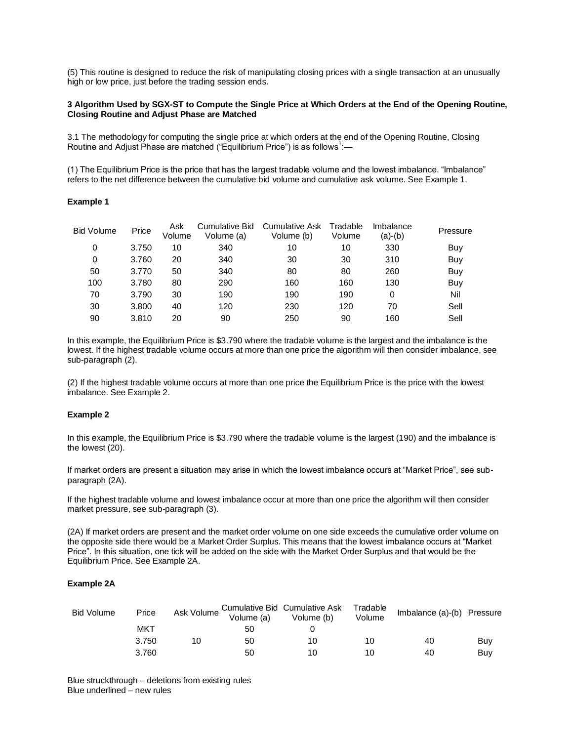(5) This routine is designed to reduce the risk of manipulating closing prices with a single transaction at an unusually high or low price, just before the trading session ends.

**3 Algorithm Used by SGX-ST to Compute the Single Price at Which Orders at the End of the Opening Routine, Closing Routine and Adjust Phase are Matched**

3.1 The methodology for computing the single price at which orders at the end of the Opening Routine, Closing Routine and Adjust Phase are matched ("Equilibrium Price") is as follows[1]:—

(1) The Equilibrium Price is the price that has the largest tradable volume and the lowest imbalance. "Imbalance" refers to the net difference between the cumulative bid volume and cumulative ask volume. See Example 1.

**Example 1**

| Bid Volume | Price | Ask Volume | Cumulative Bid Volume (a) | Cumulative Ask Volume (b) | Tradable Volume | Imbalance (a)-(b) | Pressure |
|---|---|---|---|---|---|---|---|
| 0 | 3.750 | 10 | 340 | 10 | 10 | 330 | Buy |
| 0 | 3.760 | 20 | 340 | 30 | 30 | 310 | Buy |
| 50 | 3.770 | 50 | 340 | 80 | 80 | 260 | Buy |
| 100 | 3.780 | 80 | 290 | 160 | 160 | 130 | Buy |
| 70 | 3.790 | 30 | 190 | 190 | 190 | 0 | Nil |
| 30 | 3.800 | 40 | 120 | 230 | 120 | 70 | Sell |
| 90 | 3.810 | 20 | 90 | 250 | 90 | 160 | Sell |

In this example, the Equilibrium Price is $3.790 where the tradable volume is the largest and the imbalance is the lowest. If the highest tradable volume occurs at more than one price the algorithm will then consider imbalance, see sub-paragraph (2).

(2) If the highest tradable volume occurs at more than one price the Equilibrium Price is the price with the lowest imbalance. See Example 2.

**Example 2**

In this example, the Equilibrium Price is $3.790 where the tradable volume is the largest (190) and the imbalance is the lowest (20).

If market orders are present a situation may arise in which the lowest imbalance occurs at "Market Price", see sub-paragraph (2A).

If the highest tradable volume and lowest imbalance occur at more than one price the algorithm will then consider market pressure, see sub-paragraph (3).

(2A) If market orders are present and the market order volume on one side exceeds the cumulative order volume on the opposite side there would be a Market Order Surplus. This means that the lowest imbalance occurs at "Market Price". In this situation, one tick will be added on the side with the Market Order Surplus and that would be the Equilibrium Price. See Example 2A.

**Example 2A**

| Bid Volume | Price | Ask Volume | Cumulative Bid Volume (a) | Cumulative Ask Volume (b) | Tradable Volume | Imbalance (a)-(b) | Pressure |
|---|---|---|---|---|---|---|---|
| | MKT | | 50 | 0 | | | |
| | 3.750 | 10 | 50 | 10 | 10 | 40 | Buy |
| | 3.760 | | 50 | 10 | 10 | 40 | Buy |

Blue struckthrough – deletions from existing rules
Blue underlined – new rules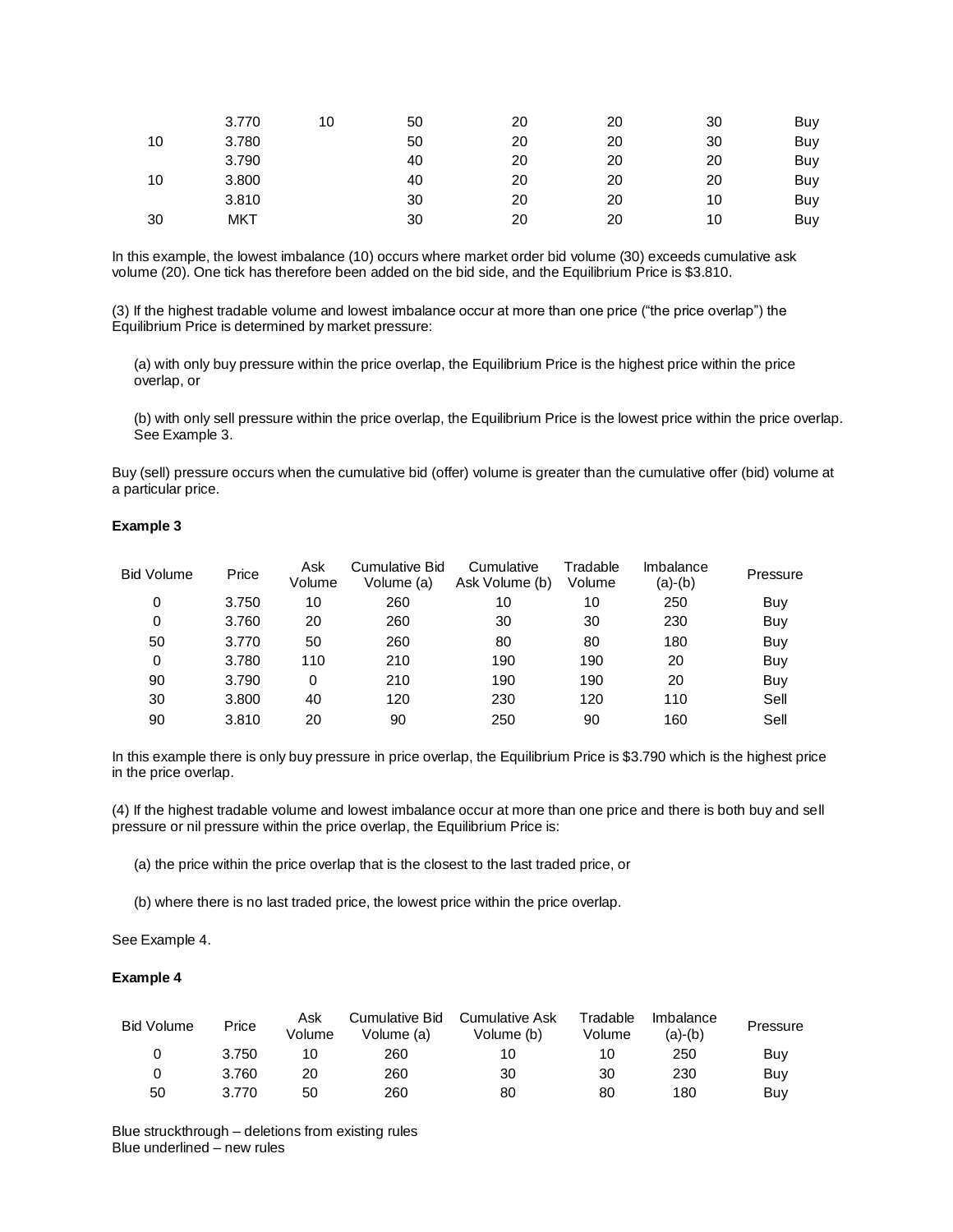| | 3.770 | 10 | 50 | 20 | 20 | 30 | Buy |
|---|---|---|---|---|---|---|---|
| 10 | 3.780 | | 50 | 20 | 20 | 30 | Buy |
| | 3.790 | | 40 | 20 | 20 | 20 | Buy |
| 10 | 3.800 | | 40 | 20 | 20 | 20 | Buy |
| | 3.810 | | 30 | 20 | 20 | 10 | Buy |
| 30 | MKT | | 30 | 20 | 20 | 10 | Buy |

In this example, the lowest imbalance (10) occurs where market order bid volume (30) exceeds cumulative ask volume (20). One tick has therefore been added on the bid side, and the Equilibrium Price is $3.810.

(3) If the highest tradable volume and lowest imbalance occur at more than one price ("the price overlap") the Equilibrium Price is determined by market pressure:

(a) with only buy pressure within the price overlap, the Equilibrium Price is the highest price within the price overlap, or

(b) with only sell pressure within the price overlap, the Equilibrium Price is the lowest price within the price overlap. See Example 3.

Buy (sell) pressure occurs when the cumulative bid (offer) volume is greater than the cumulative offer (bid) volume at a particular price.

**Example 3**

| Bid Volume | Price | Ask Volume | Cumulative Bid Volume (a) | Cumulative Ask Volume (b) | Tradable Volume | Imbalance (a)-(b) | Pressure |
|---|---|---|---|---|---|---|---|
| 0 | 3.750 | 10 | 260 | 10 | 10 | 250 | Buy |
| 0 | 3.760 | 20 | 260 | 30 | 30 | 230 | Buy |
| 50 | 3.770 | 50 | 260 | 80 | 80 | 180 | Buy |
| 0 | 3.780 | 110 | 210 | 190 | 190 | 20 | Buy |
| 90 | 3.790 | 0 | 210 | 190 | 190 | 20 | Buy |
| 30 | 3.800 | 40 | 120 | 230 | 120 | 110 | Sell |
| 90 | 3.810 | 20 | 90 | 250 | 90 | 160 | Sell |

In this example there is only buy pressure in price overlap, the Equilibrium Price is $3.790 which is the highest price in the price overlap.

(4) If the highest tradable volume and lowest imbalance occur at more than one price and there is both buy and sell pressure or nil pressure within the price overlap, the Equilibrium Price is:

(a) the price within the price overlap that is the closest to the last traded price, or

(b) where there is no last traded price, the lowest price within the price overlap.

See Example 4.

**Example 4**

| Bid Volume | Price | Ask Volume | Cumulative Bid Volume (a) | Cumulative Ask Volume (b) | Tradable Volume | Imbalance (a)-(b) | Pressure |
|---|---|---|---|---|---|---|---|
| 0 | 3.750 | 10 | 260 | 10 | 10 | 250 | Buy |
| 0 | 3.760 | 20 | 260 | 30 | 30 | 230 | Buy |
| 50 | 3.770 | 50 | 260 | 80 | 80 | 180 | Buy |

Blue struckthrough – deletions from existing rules
Blue underlined – new rules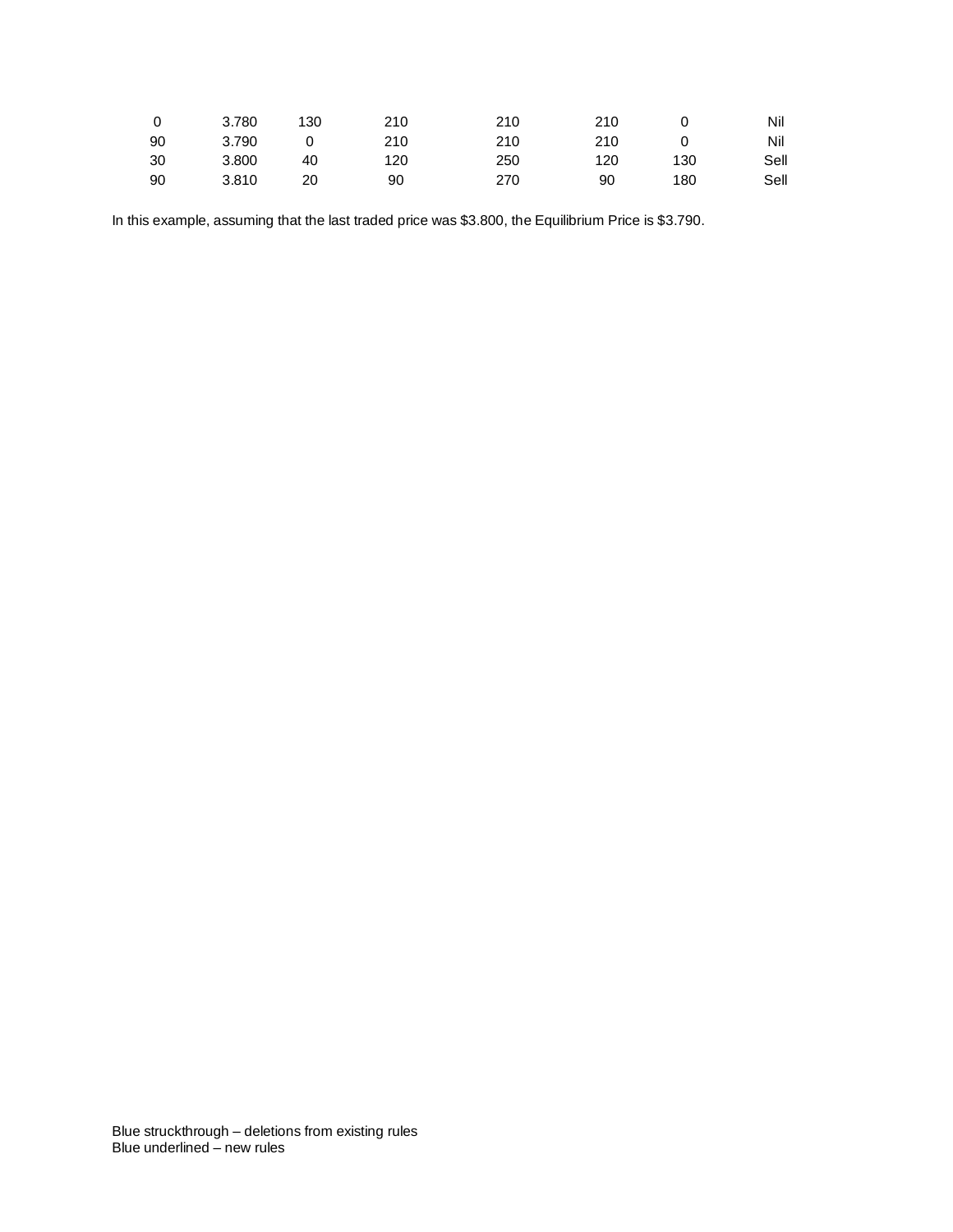| | | | | | | | |
|---|---|---|---|---|---|---|---|
| 0 | 3.780 | 130 | 210 | 210 | 210 | 0 | Nil |
| 90 | 3.790 | 0 | 210 | 210 | 210 | 0 | Nil |
| 30 | 3.800 | 40 | 120 | 250 | 120 | 130 | Sell |
| 90 | 3.810 | 20 | 90 | 270 | 90 | 180 | Sell |

In this example, assuming that the last traded price was $3.800, the Equilibrium Price is $3.790.

Blue struckthrough – deletions from existing rules
Blue underlined – new rules